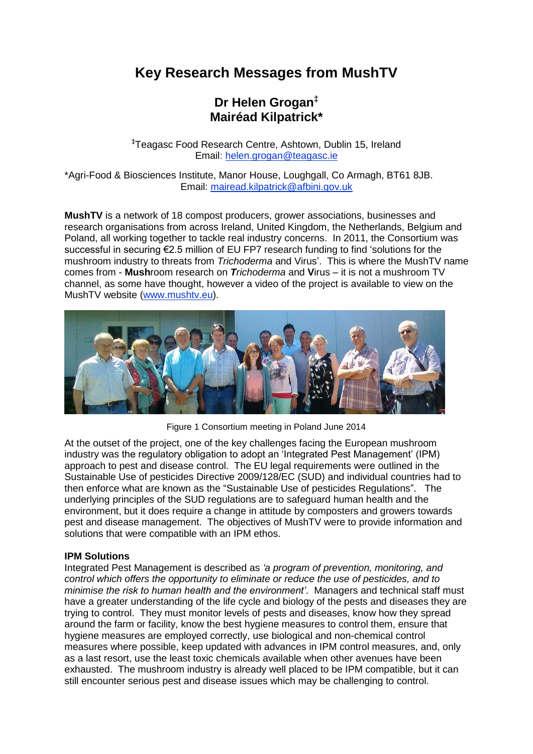# Key Research Messages from MushTV

## Dr Helen Grogan[‡]
## Mairéad Kilpatrick*

[‡]Teagasc Food Research Centre, Ashtown, Dublin 15, Ireland
Email: helen.grogan@teagasc.ie

*Agri-Food & Biosciences Institute, Manor House, Loughgall, Co Armagh, BT61 8JB.
Email: mairead.kilpatrick@afbini.gov.uk

**MushTV** is a network of 18 compost producers, grower associations, businesses and research organisations from across Ireland, United Kingdom, the Netherlands, Belgium and Poland, all working together to tackle real industry concerns. In 2011, the Consortium was successful in securing €2.5 million of EU FP7 research funding to find 'solutions for the mushroom industry to threats from *Trichoderma* and Virus'. This is where the MushTV name comes from - **Mush**room research on ***T****richoderma* and **V**irus – it is not a mushroom TV channel, as some have thought, however a video of the project is available to view on the MushTV website (www.mushtv.eu).

Figure 1 Consortium meeting in Poland June 2014

At the outset of the project, one of the key challenges facing the European mushroom industry was the regulatory obligation to adopt an 'Integrated Pest Management' (IPM) approach to pest and disease control. The EU legal requirements were outlined in the Sustainable Use of pesticides Directive 2009/128/EC (SUD) and individual countries had to then enforce what are known as the "Sustainable Use of pesticides Regulations". The underlying principles of the SUD regulations are to safeguard human health and the environment, but it does require a change in attitude by composters and growers towards pest and disease management. The objectives of MushTV were to provide information and solutions that were compatible with an IPM ethos.

**IPM Solutions**

Integrated Pest Management is described as *'a program of prevention, monitoring, and control which offers the opportunity to eliminate or reduce the use of pesticides, and to minimise the risk to human health and the environment'*. Managers and technical staff must have a greater understanding of the life cycle and biology of the pests and diseases they are trying to control. They must monitor levels of pests and diseases, know how they spread around the farm or facility, know the best hygiene measures to control them, ensure that hygiene measures are employed correctly, use biological and non-chemical control measures where possible, keep updated with advances in IPM control measures, and, only as a last resort, use the least toxic chemicals available when other avenues have been exhausted. The mushroom industry is already well placed to be IPM compatible, but it can still encounter serious pest and disease issues which may be challenging to control.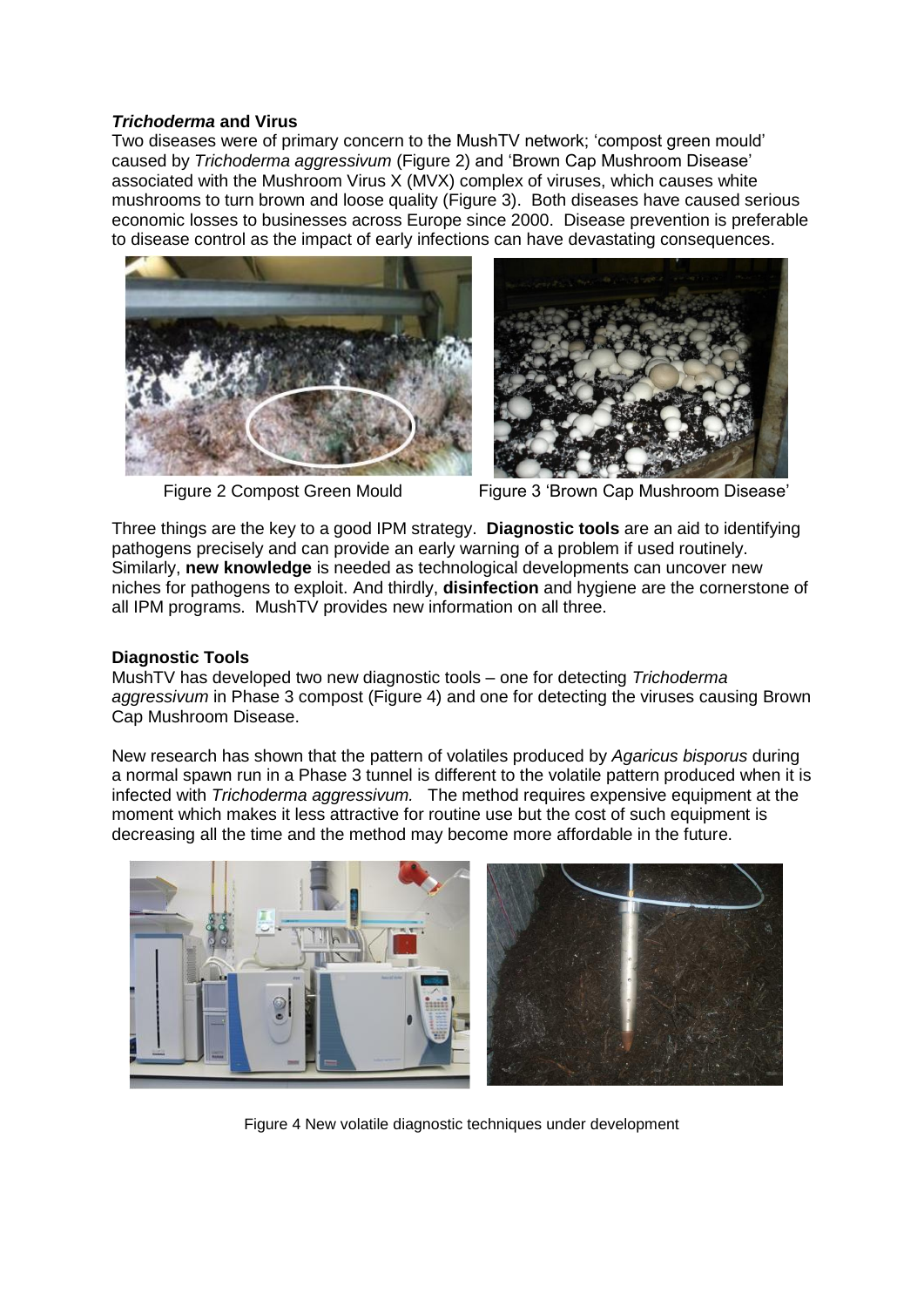### *Trichoderma* and Virus

Two diseases were of primary concern to the MushTV network; 'compost green mould' caused by *Trichoderma aggressivum* (Figure 2) and 'Brown Cap Mushroom Disease' associated with the Mushroom Virus X (MVX) complex of viruses, which causes white mushrooms to turn brown and loose quality (Figure 3). Both diseases have caused serious economic losses to businesses across Europe since 2000. Disease prevention is preferable to disease control as the impact of early infections can have devastating consequences.

Figure 2 Compost Green Mould

Figure 3 'Brown Cap Mushroom Disease'

Three things are the key to a good IPM strategy. **Diagnostic tools** are an aid to identifying pathogens precisely and can provide an early warning of a problem if used routinely. Similarly, **new knowledge** is needed as technological developments can uncover new niches for pathogens to exploit. And thirdly, **disinfection** and hygiene are the cornerstone of all IPM programs. MushTV provides new information on all three.

### Diagnostic Tools

MushTV has developed two new diagnostic tools – one for detecting *Trichoderma aggressivum* in Phase 3 compost (Figure 4) and one for detecting the viruses causing Brown Cap Mushroom Disease.

New research has shown that the pattern of volatiles produced by *Agaricus bisporus* during a normal spawn run in a Phase 3 tunnel is different to the volatile pattern produced when it is infected with *Trichoderma aggressivum.* The method requires expensive equipment at the moment which makes it less attractive for routine use but the cost of such equipment is decreasing all the time and the method may become more affordable in the future.

Figure 4 New volatile diagnostic techniques under development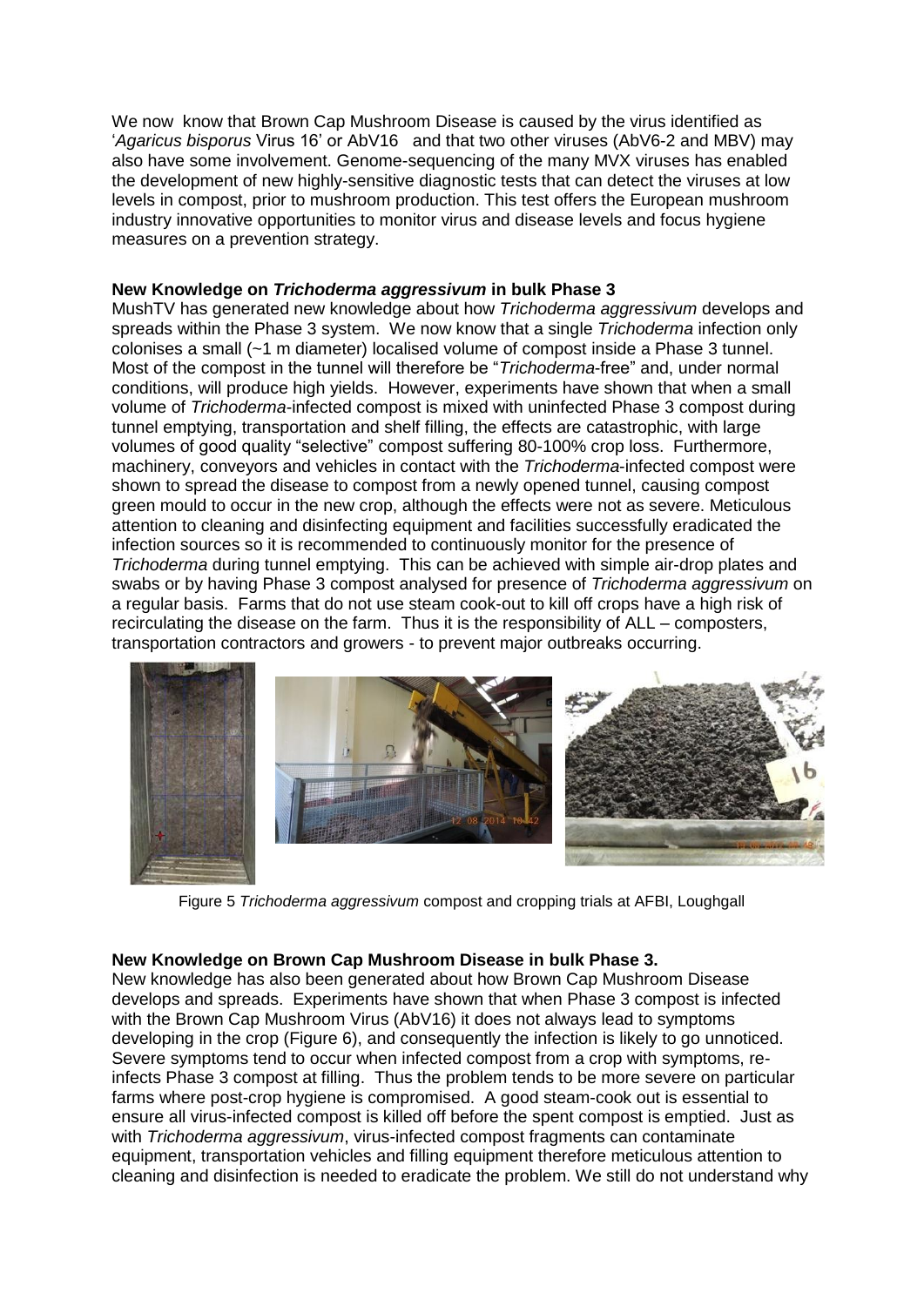We now know that Brown Cap Mushroom Disease is caused by the virus identified as '*Agaricus bisporus* Virus 16' or AbV16 and that two other viruses (AbV6-2 and MBV) may also have some involvement. Genome-sequencing of the many MVX viruses has enabled the development of new highly-sensitive diagnostic tests that can detect the viruses at low levels in compost, prior to mushroom production. This test offers the European mushroom industry innovative opportunities to monitor virus and disease levels and focus hygiene measures on a prevention strategy.

**New Knowledge on *Trichoderma aggressivum* in bulk Phase 3**

MushTV has generated new knowledge about how *Trichoderma aggressivum* develops and spreads within the Phase 3 system. We now know that a single *Trichoderma* infection only colonises a small (~1 m diameter) localised volume of compost inside a Phase 3 tunnel. Most of the compost in the tunnel will therefore be "*Trichoderma*-free" and, under normal conditions, will produce high yields. However, experiments have shown that when a small volume of *Trichoderma*-infected compost is mixed with uninfected Phase 3 compost during tunnel emptying, transportation and shelf filling, the effects are catastrophic, with large volumes of good quality "selective" compost suffering 80-100% crop loss. Furthermore, machinery, conveyors and vehicles in contact with the *Trichoderma*-infected compost were shown to spread the disease to compost from a newly opened tunnel, causing compost green mould to occur in the new crop, although the effects were not as severe. Meticulous attention to cleaning and disinfecting equipment and facilities successfully eradicated the infection sources so it is recommended to continuously monitor for the presence of *Trichoderma* during tunnel emptying. This can be achieved with simple air-drop plates and swabs or by having Phase 3 compost analysed for presence of *Trichoderma aggressivum* on a regular basis. Farms that do not use steam cook-out to kill off crops have a high risk of recirculating the disease on the farm. Thus it is the responsibility of ALL – composters, transportation contractors and growers - to prevent major outbreaks occurring.

Figure 5 *Trichoderma aggressivum* compost and cropping trials at AFBI, Loughgall

**New Knowledge on Brown Cap Mushroom Disease in bulk Phase 3.**

New knowledge has also been generated about how Brown Cap Mushroom Disease develops and spreads. Experiments have shown that when Phase 3 compost is infected with the Brown Cap Mushroom Virus (AbV16) it does not always lead to symptoms developing in the crop (Figure 6), and consequently the infection is likely to go unnoticed. Severe symptoms tend to occur when infected compost from a crop with symptoms, re-infects Phase 3 compost at filling. Thus the problem tends to be more severe on particular farms where post-crop hygiene is compromised. A good steam-cook out is essential to ensure all virus-infected compost is killed off before the spent compost is emptied. Just as with *Trichoderma aggressivum*, virus-infected compost fragments can contaminate equipment, transportation vehicles and filling equipment therefore meticulous attention to cleaning and disinfection is needed to eradicate the problem. We still do not understand why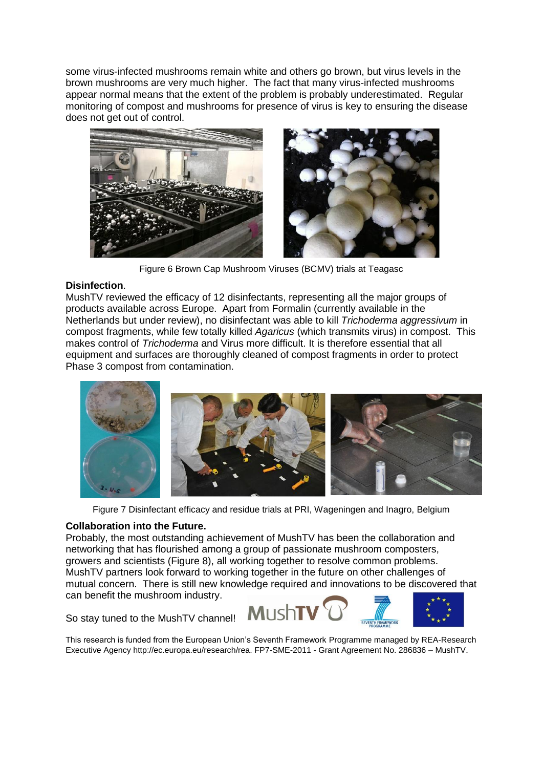some virus-infected mushrooms remain white and others go brown, but virus levels in the brown mushrooms are very much higher. The fact that many virus-infected mushrooms appear normal means that the extent of the problem is probably underestimated. Regular monitoring of compost and mushrooms for presence of virus is key to ensuring the disease does not get out of control.

Figure 6 Brown Cap Mushroom Viruses (BCMV) trials at Teagasc

**Disinfection**.

MushTV reviewed the efficacy of 12 disinfectants, representing all the major groups of products available across Europe. Apart from Formalin (currently available in the Netherlands but under review), no disinfectant was able to kill *Trichoderma aggressivum* in compost fragments, while few totally killed *Agaricus* (which transmits virus) in compost. This makes control of *Trichoderma* and Virus more difficult. It is therefore essential that all equipment and surfaces are thoroughly cleaned of compost fragments in order to protect Phase 3 compost from contamination.

Figure 7 Disinfectant efficacy and residue trials at PRI, Wageningen and Inagro, Belgium

**Collaboration into the Future.**

Probably, the most outstanding achievement of MushTV has been the collaboration and networking that has flourished among a group of passionate mushroom composters, growers and scientists (Figure 8), all working together to resolve common problems. MushTV partners look forward to working together in the future on other challenges of mutual concern. There is still new knowledge required and innovations to be discovered that can benefit the mushroom industry.

So stay tuned to the MushTV channel!

This research is funded from the European Union's Seventh Framework Programme managed by REA-Research Executive Agency http://ec.europa.eu/research/rea. FP7-SME-2011 - Grant Agreement No. 286836 – MushTV.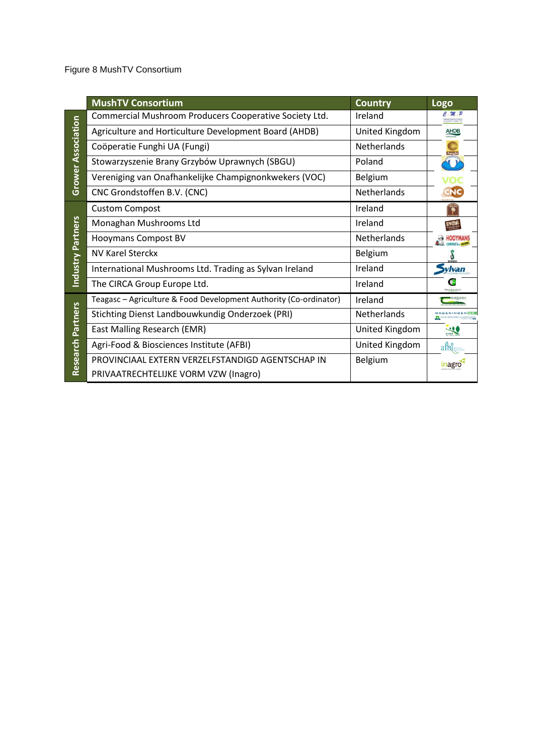Figure 8 MushTV Consortium

| | MushTV Consortium | Country | Logo |
|---|---|---|---|
| Grower Association | Commercial Mushroom Producers Cooperative Society Ltd. | Ireland | |
| | Agriculture and Horticulture Development Board (AHDB) | United Kingdom | |
| | Coöperatie Funghi UA (Fungi) | Netherlands | |
| | Stowarzyszenie Brany Grzybów Uprawnych (SBGU) | Poland | |
| | Vereniging van Onafhankelijke Champignonkwekers (VOC) | Belgium | |
| | CNC Grondstoffen B.V. (CNC) | Netherlands | |
| Industry Partners | Custom Compost | Ireland | |
| | Monaghan Mushrooms Ltd | Ireland | |
| | Hooymans Compost BV | Netherlands | |
| | NV Karel Sterckx | Belgium | |
| | International Mushrooms Ltd. Trading as Sylvan Ireland | Ireland | |
| | The CIRCA Group Europe Ltd. | Ireland | |
| Research Partners | Teagasc – Agriculture & Food Development Authority (Co-ordinator) | Ireland | |
| | Stichting Dienst Landbouwkundig Onderzoek (PRI) | Netherlands | |
| | East Malling Research (EMR) | United Kingdom | |
| | Agri-Food & Biosciences Institute (AFBI) | United Kingdom | |
| | PROVINCIAAL EXTERN VERZELFSTANDIGD AGENTSCHAP IN PRIVAATRECHTELIJKE VORM VZW (Inagro) | Belgium | |